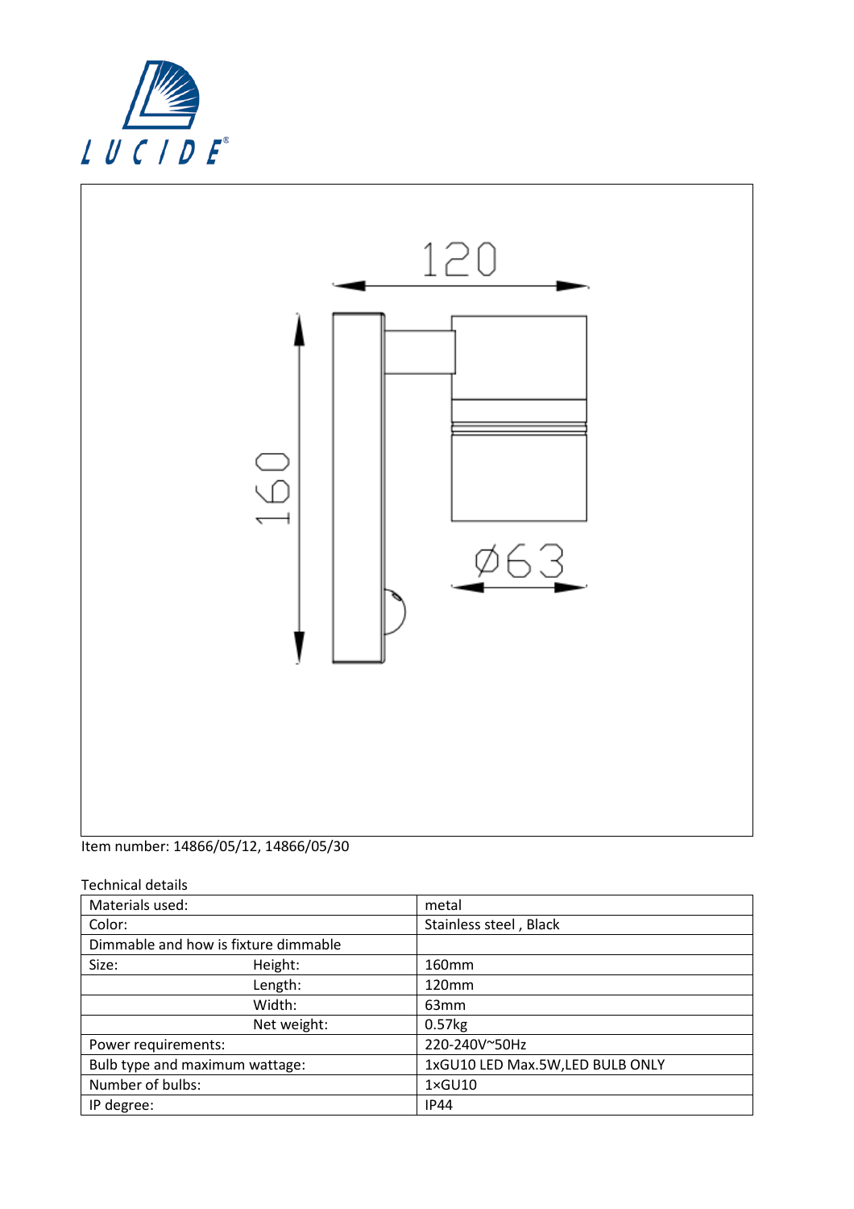Item number: 14866/05/12, 14866/05/30

Technical details

| | | |
|---|---|---|
| Materials used: | | metal |
| Color: | | Stainless steel , Black |
| Dimmable and how is fixture dimmable | | |
| Size: | Height: | 160mm |
| | Length: | 120mm |
| | Width: | 63mm |
| | Net weight: | 0.57kg |
| Power requirements: | | 220-240V~50Hz |
| Bulb type and maximum wattage: | | 1xGU10 LED Max.5W,LED BULB ONLY |
| Number of bulbs: | | 1×GU10 |
| IP degree: | | IP44 |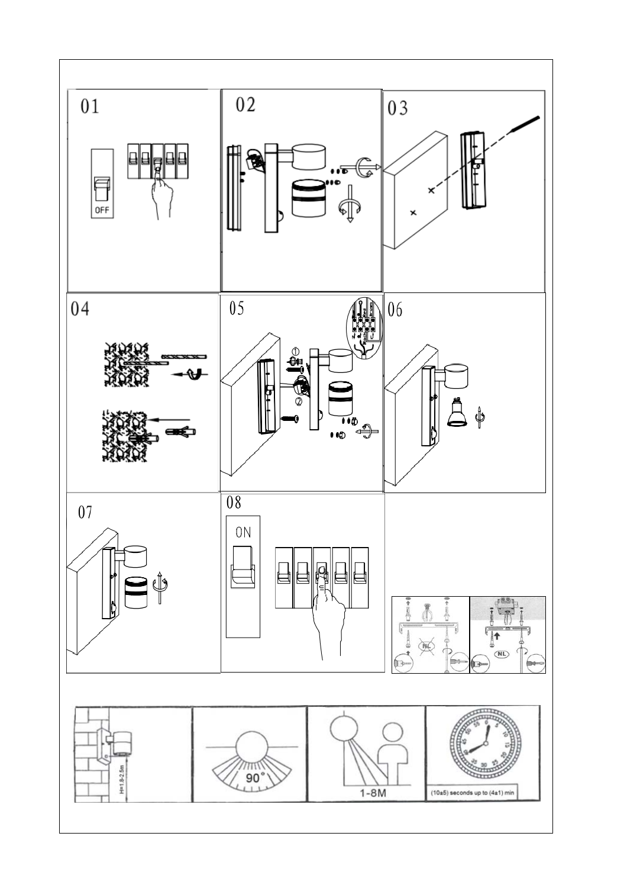01

OFF

02

03

04

05

06

07

08

ON

H=1.8-2.5m

90°

1-8M

(10±5) seconds up to (4±1) min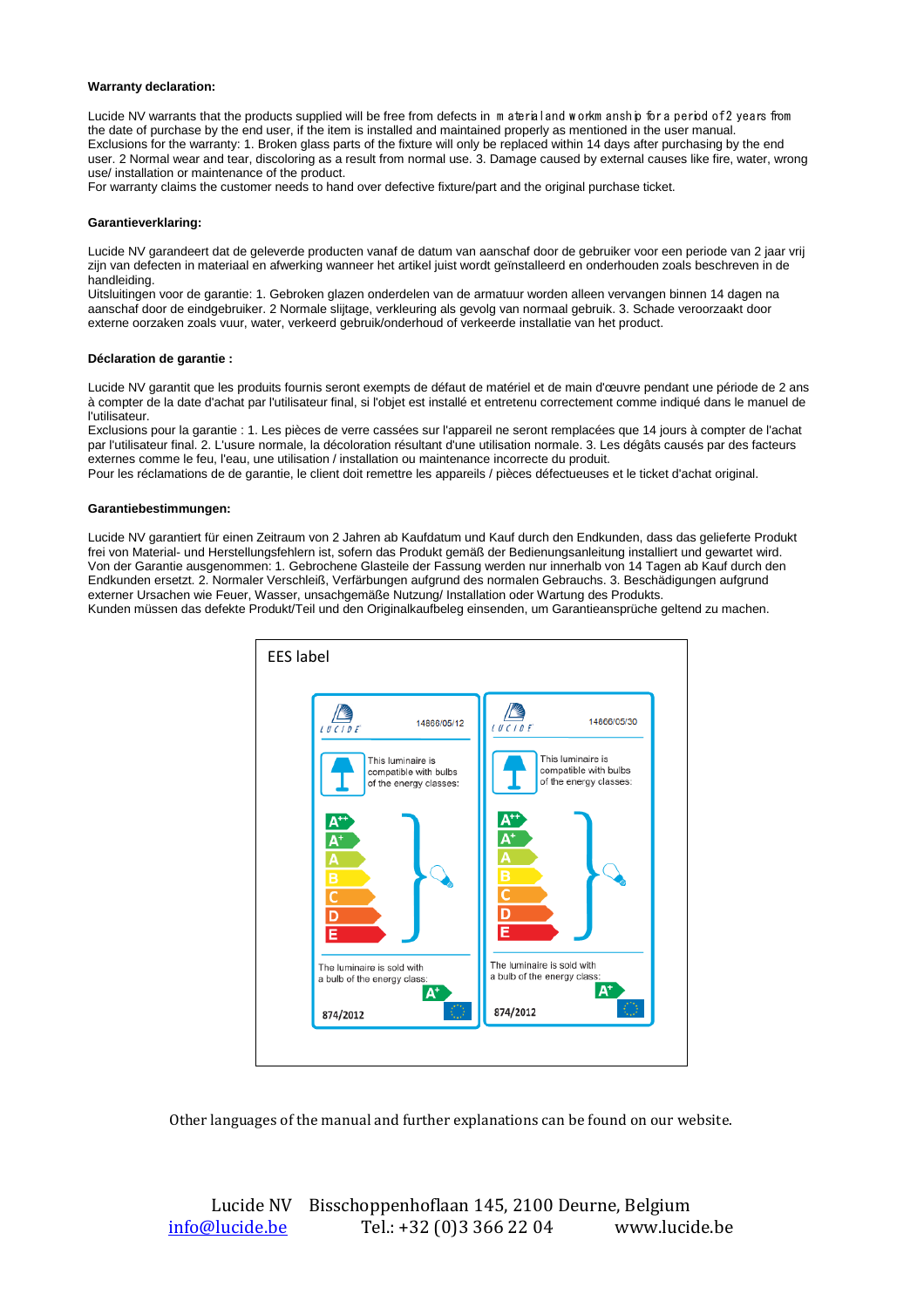**Warranty declaration:**

Lucide NV warrants that the products supplied will be free from defects in material and workmanship for a period of 2 years from the date of purchase by the end user, if the item is installed and maintained properly as mentioned in the user manual.
Exclusions for the warranty: 1. Broken glass parts of the fixture will only be replaced within 14 days after purchasing by the end user. 2 Normal wear and tear, discoloring as a result from normal use. 3. Damage caused by external causes like fire, water, wrong use/ installation or maintenance of the product.
For warranty claims the customer needs to hand over defective fixture/part and the original purchase ticket.

**Garantieverklaring:**

Lucide NV garandeert dat de geleverde producten vanaf de datum van aanschaf door de gebruiker voor een periode van 2 jaar vrij zijn van defecten in materiaal en afwerking wanneer het artikel juist wordt geïnstalleerd en onderhouden zoals beschreven in de handleiding.
Uitsluitingen voor de garantie: 1. Gebroken glazen onderdelen van de armatuur worden alleen vervangen binnen 14 dagen na aanschaf door de eindgebruiker. 2 Normale slijtage, verkleuring als gevolg van normaal gebruik. 3. Schade veroorzaakt door externe oorzaken zoals vuur, water, verkeerd gebruik/onderhoud of verkeerde installatie van het product.

**Déclaration de garantie :**

Lucide NV garantit que les produits fournis seront exempts de défaut de matériel et de main d'œuvre pendant une période de 2 ans à compter de la date d'achat par l'utilisateur final, si l'objet est installé et entretenu correctement comme indiqué dans le manuel de l'utilisateur.
Exclusions pour la garantie : 1. Les pièces de verre cassées sur l'appareil ne seront remplacées que 14 jours à compter de l'achat par l'utilisateur final. 2. L'usure normale, la décoloration résultant d'une utilisation normale. 3. Les dégâts causés par des facteurs externes comme le feu, l'eau, une utilisation / installation ou maintenance incorrecte du produit.
Pour les réclamations de de garantie, le client doit remettre les appareils / pièces défectueuses et le ticket d'achat original.

**Garantiebestimmungen:**

Lucide NV garantiert für einen Zeitraum von 2 Jahren ab Kaufdatum und Kauf durch den Endkunden, dass das gelieferte Produkt frei von Material- und Herstellungsfehlern ist, sofern das Produkt gemäß der Bedienungsanleitung installiert und gewartet wird.
Von der Garantie ausgenommen: 1. Gebrochene Glasteile der Fassung werden nur innerhalb von 14 Tagen ab Kauf durch den Endkunden ersetzt. 2. Normaler Verschleiß, Verfärbungen aufgrund des normalen Gebrauchs. 3. Beschädigungen aufgrund externer Ursachen wie Feuer, Wasser, unsachgemäße Nutzung/ Installation oder Wartung des Produkts.
Kunden müssen das defekte Produkt/Teil und den Originalkaufbeleg einsenden, um Garantieansprüche geltend zu machen.

EES label

LUCIDE 14866/05/12

This luminaire is compatible with bulbs of the energy classes:

A++ A+ A B C D E

The luminaire is sold with a bulb of the energy class: A+

874/2012

LUCIDE 14866/05/30

This luminaire is compatible with bulbs of the energy classes:

A++ A+ A B C D E

The luminaire is sold with a bulb of the energy class: A+

874/2012

Other languages of the manual and further explanations can be found on our website.

Lucide NV Bisschoppenhoflaan 145, 2100 Deurne, Belgium
info@lucide.be Tel.: +32 (0)3 366 22 04 www.lucide.be